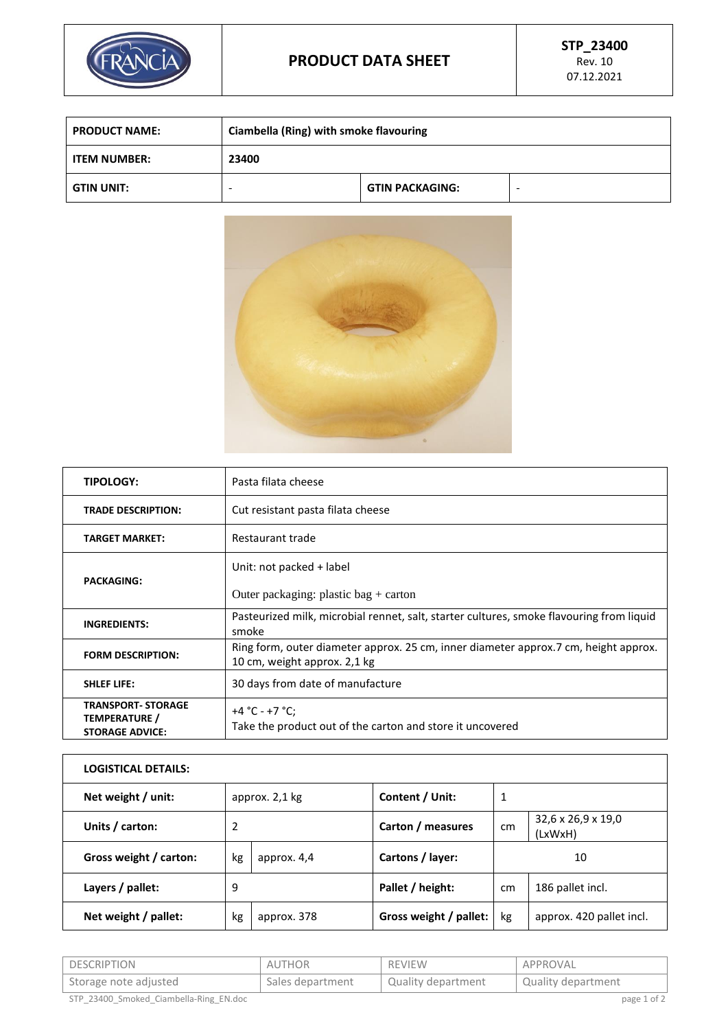# PRODUCT DATA SHEET

STP_23400
Rev. 10
07.12.2021

| PRODUCT NAME: | Ciambella (Ring) with smoke flavouring | | |
|---|---|---|---|
| ITEM NUMBER: | 23400 | | |
| GTIN UNIT: | - | GTIN PACKAGING: | - |

| TIPOLOGY: | Pasta filata cheese |
|---|---|
| TRADE DESCRIPTION: | Cut resistant pasta filata cheese |
| TARGET MARKET: | Restaurant trade |
| PACKAGING: | Unit: not packed + label<br>Outer packaging: plastic bag + carton |
| INGREDIENTS: | Pasteurized milk, microbial rennet, salt, starter cultures, smoke flavouring from liquid smoke |
| FORM DESCRIPTION: | Ring form, outer diameter approx. 25 cm, inner diameter approx.7 cm, height approx. 10 cm, weight approx. 2,1 kg |
| SHLEF LIFE: | 30 days from date of manufacture |
| TRANSPORT- STORAGE TEMPERATURE / STORAGE ADVICE: | +4 °C - +7 °C;<br>Take the product out of the carton and store it uncovered |

| LOGISTICAL DETAILS: | | | | | |
|---|---|---|---|---|---|
| Net weight / unit: | approx. 2,1 kg | | Content / Unit: | 1 | |
| Units / carton: | 2 | | Carton / measures | cm | 32,6 x 26,9 x 19,0 (LxWxH) |
| Gross weight / carton: | kg | approx. 4,4 | Cartons / layer: | 10 | |
| Layers / pallet: | 9 | | Pallet / height: | cm | 186 pallet incl. |
| Net weight / pallet: | kg | approx. 378 | Gross weight / pallet: | kg | approx. 420 pallet incl. |

| DESCRIPTION | AUTHOR | REVIEW | APPROVAL |
|---|---|---|---|
| Storage note adjusted | Sales department | Quality department | Quality department |

STP_23400_Smoked_Ciambella-Ring_EN.doc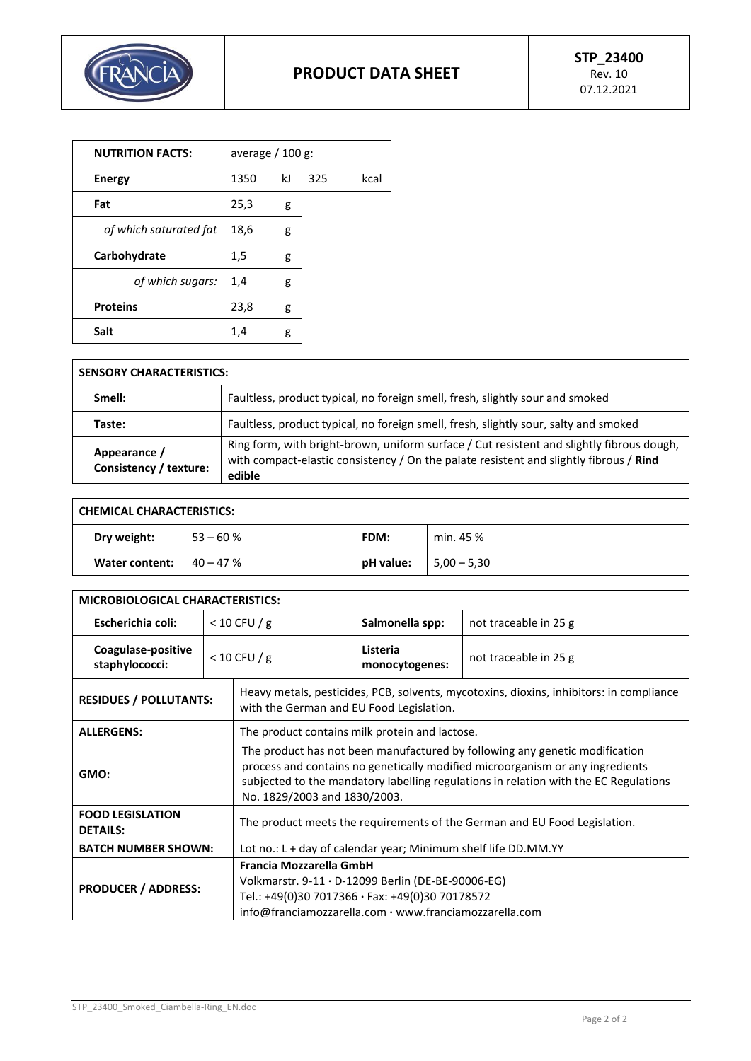| | | |
|---|---|---|
| | **PRODUCT DATA SHEET** | **STP_23400** Rev. 10 07.12.2021 |

| **NUTRITION FACTS:** | average / 100 g: | | | |
|---|---|---|---|---|
| **Energy** | 1350 | kJ | 325 | kcal |
| **Fat** | 25,3 | g | | |
| *of which saturated fat* | 18,6 | g | | |
| **Carbohydrate** | 1,5 | g | | |
| *of which sugars:* | 1,4 | g | | |
| **Proteins** | 23,8 | g | | |
| **Salt** | 1,4 | g | | |

| **SENSORY CHARACTERISTICS:** | |
|---|---|
| **Smell:** | Faultless, product typical, no foreign smell, fresh, slightly sour and smoked |
| **Taste:** | Faultless, product typical, no foreign smell, fresh, slightly sour, salty and smoked |
| **Appearance / Consistency / texture:** | Ring form, with bright-brown, uniform surface / Cut resistent and slightly fibrous dough, with compact-elastic consistency / On the palate resistent and slightly fibrous / **Rind edible** |

| **CHEMICAL CHARACTERISTICS:** | | | |
|---|---|---|---|
| **Dry weight:** | 53 – 60 % | **FDM:** | min. 45 % |
| **Water content:** | 40 – 47 % | **pH value:** | 5,00 – 5,30 |

| **MICROBIOLOGICAL CHARACTERISTICS:** | | | |
|---|---|---|---|
| **Escherichia coli:** | < 10 CFU / g | **Salmonella spp:** | not traceable in 25 g |
| **Coagulase-positive staphylococci:** | < 10 CFU / g | **Listeria monocytogenes:** | not traceable in 25 g |

| | |
|---|---|
| **RESIDUES / POLLUTANTS:** | Heavy metals, pesticides, PCB, solvents, mycotoxins, dioxins, inhibitors: in compliance with the German and EU Food Legislation. |
| **ALLERGENS:** | The product contains milk protein and lactose. |
| **GMO:** | The product has not been manufactured by following any genetic modification process and contains no genetically modified microorganism or any ingredients subjected to the mandatory labelling regulations in relation with the EC Regulations No. 1829/2003 and 1830/2003. |
| **FOOD LEGISLATION DETAILS:** | The product meets the requirements of the German and EU Food Legislation. |
| **BATCH NUMBER SHOWN:** | Lot no.: L + day of calendar year; Minimum shelf life DD.MM.YY |
| **PRODUCER / ADDRESS:** | **Francia Mozzarella GmbH** Volkmarstr. 9-11 · D-12099 Berlin (DE-BE-90006-EG) Tel.: +49(0)30 7017366 · Fax: +49(0)30 70178572 info@franciamozzarella.com · www.franciamozzarella.com |

STP_23400_Smoked_Ciambella-Ring_EN.doc